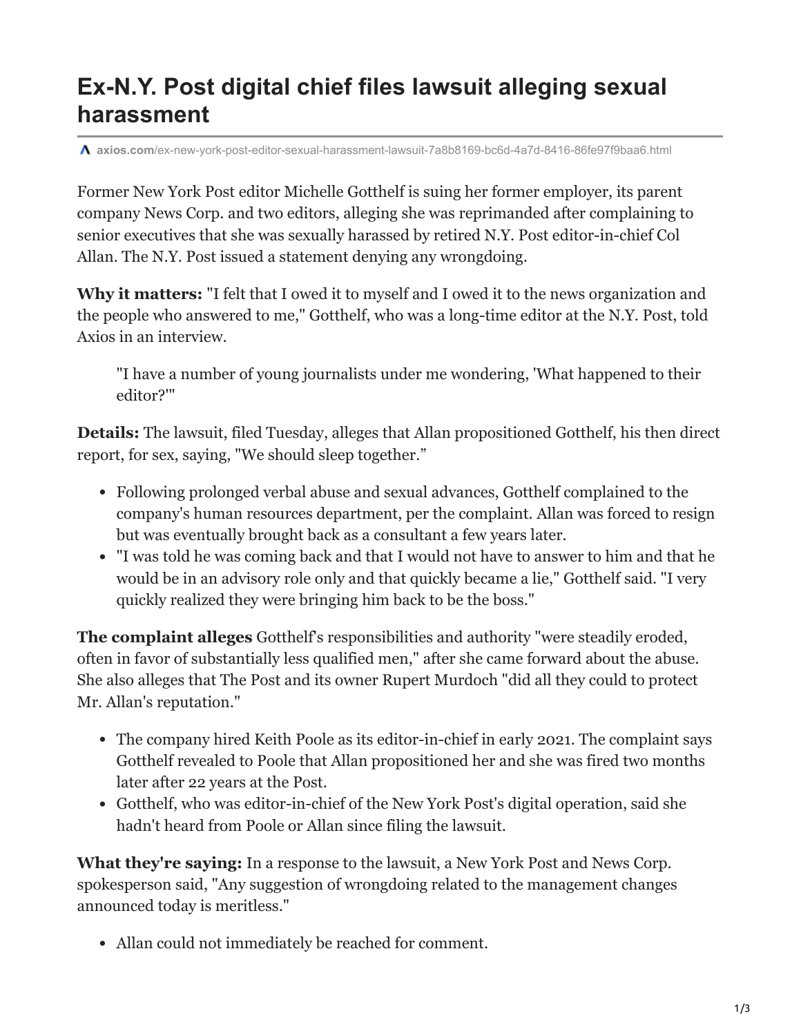# Ex-N.Y. Post digital chief files lawsuit alleging sexual harassment

axios.com/ex-new-york-post-editor-sexual-harassment-lawsuit-7a8b8169-bc6d-4a7d-8416-86fe97f9baa6.html

Former New York Post editor Michelle Gotthelf is suing her former employer, its parent company News Corp. and two editors, alleging she was reprimanded after complaining to senior executives that she was sexually harassed by retired N.Y. Post editor-in-chief Col Allan. The N.Y. Post issued a statement denying any wrongdoing.

**Why it matters:** "I felt that I owed it to myself and I owed it to the news organization and the people who answered to me," Gotthelf, who was a long-time editor at the N.Y. Post, told Axios in an interview.

> "I have a number of young journalists under me wondering, 'What happened to their editor?'"

**Details:** The lawsuit, filed Tuesday, alleges that Allan propositioned Gotthelf, his then direct report, for sex, saying, "We should sleep together."

- Following prolonged verbal abuse and sexual advances, Gotthelf complained to the company's human resources department, per the complaint. Allan was forced to resign but was eventually brought back as a consultant a few years later.
- "I was told he was coming back and that I would not have to answer to him and that he would be in an advisory role only and that quickly became a lie," Gotthelf said. "I very quickly realized they were bringing him back to be the boss."

**The complaint alleges** Gotthelf's responsibilities and authority "were steadily eroded, often in favor of substantially less qualified men," after she came forward about the abuse. She also alleges that The Post and its owner Rupert Murdoch "did all they could to protect Mr. Allan's reputation."

- The company hired Keith Poole as its editor-in-chief in early 2021. The complaint says Gotthelf revealed to Poole that Allan propositioned her and she was fired two months later after 22 years at the Post.
- Gotthelf, who was editor-in-chief of the New York Post's digital operation, said she hadn't heard from Poole or Allan since filing the lawsuit.

**What they're saying:** In a response to the lawsuit, a New York Post and News Corp. spokesperson said, "Any suggestion of wrongdoing related to the management changes announced today is meritless."

- Allan could not immediately be reached for comment.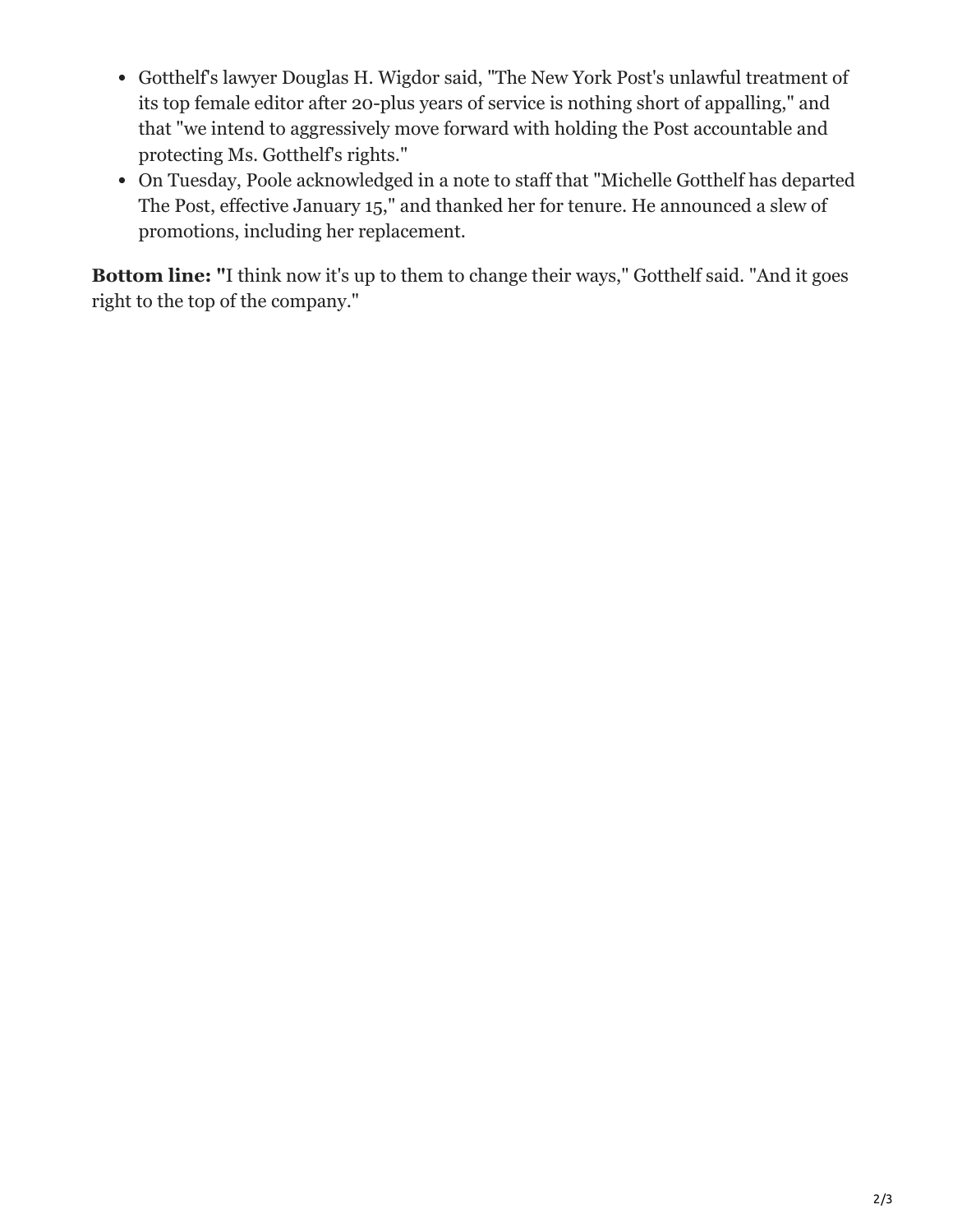- Gotthelf's lawyer Douglas H. Wigdor said, "The New York Post's unlawful treatment of its top female editor after 20-plus years of service is nothing short of appalling," and that "we intend to aggressively move forward with holding the Post accountable and protecting Ms. Gotthelf's rights."
- On Tuesday, Poole acknowledged in a note to staff that "Michelle Gotthelf has departed The Post, effective January 15," and thanked her for tenure. He announced a slew of promotions, including her replacement.

**Bottom line: "**I think now it's up to them to change their ways," Gotthelf said. "And it goes right to the top of the company."